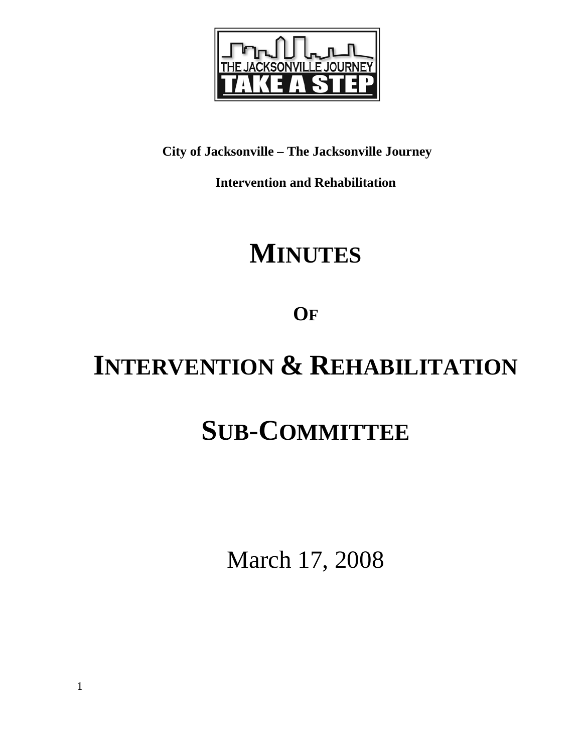**City of Jacksonville – The Jacksonville Journey**

**Intervention and Rehabilitation**

# MINUTES

# OF

# INTERVENTION & REHABILITATION

# SUB-COMMITTEE

March 17, 2008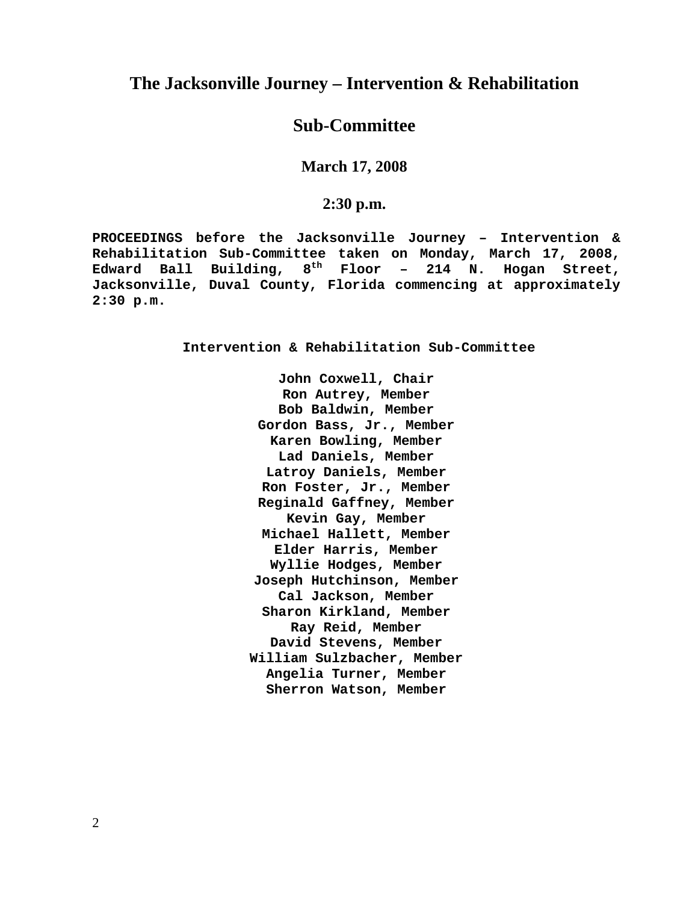# The Jacksonville Journey – Intervention & Rehabilitation

# Sub-Committee

### March 17, 2008

### 2:30 p.m.

**PROCEEDINGS before the Jacksonville Journey – Intervention & Rehabilitation Sub-Committee taken on Monday, March 17, 2008, Edward Ball Building, 8th Floor – 214 N. Hogan Street, Jacksonville, Duval County, Florida commencing at approximately 2:30 p.m.**

**Intervention & Rehabilitation Sub-Committee**

**John Coxwell, Chair**
**Ron Autrey, Member**
**Bob Baldwin, Member**
**Gordon Bass, Jr., Member**
**Karen Bowling, Member**
**Lad Daniels, Member**
**Latroy Daniels, Member**
**Ron Foster, Jr., Member**
**Reginald Gaffney, Member**
**Kevin Gay, Member**
**Michael Hallett, Member**
**Elder Harris, Member**
**Wyllie Hodges, Member**
**Joseph Hutchinson, Member**
**Cal Jackson, Member**
**Sharon Kirkland, Member**
**Ray Reid, Member**
**David Stevens, Member**
**William Sulzbacher, Member**
**Angelia Turner, Member**
**Sherron Watson, Member**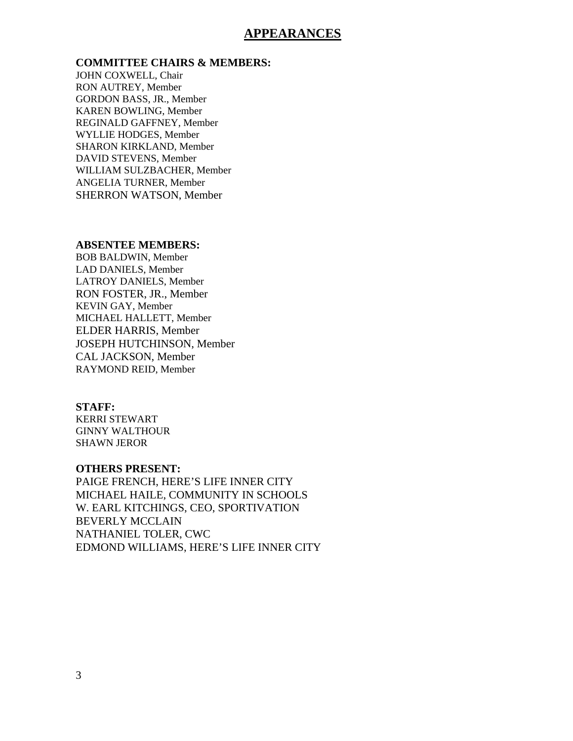# APPEARANCES

**COMMITTEE CHAIRS & MEMBERS:**

JOHN COXWELL, Chair
RON AUTREY, Member
GORDON BASS, JR., Member
KAREN BOWLING, Member
REGINALD GAFFNEY, Member
WYLLIE HODGES, Member
SHARON KIRKLAND, Member
DAVID STEVENS, Member
WILLIAM SULZBACHER, Member
ANGELIA TURNER, Member
SHERRON WATSON, Member

**ABSENTEE MEMBERS:**

BOB BALDWIN, Member
LAD DANIELS, Member
LATROY DANIELS, Member
RON FOSTER, JR., Member
KEVIN GAY, Member
MICHAEL HALLETT, Member
ELDER HARRIS, Member
JOSEPH HUTCHINSON, Member
CAL JACKSON, Member
RAYMOND REID, Member

**STAFF:**

KERRI STEWART
GINNY WALTHOUR
SHAWN JEROR

**OTHERS PRESENT:**

PAIGE FRENCH, HERE'S LIFE INNER CITY
MICHAEL HAILE, COMMUNITY IN SCHOOLS
W. EARL KITCHINGS, CEO, SPORTIVATION
BEVERLY MCCLAIN
NATHANIEL TOLER, CWC
EDMOND WILLIAMS, HERE'S LIFE INNER CITY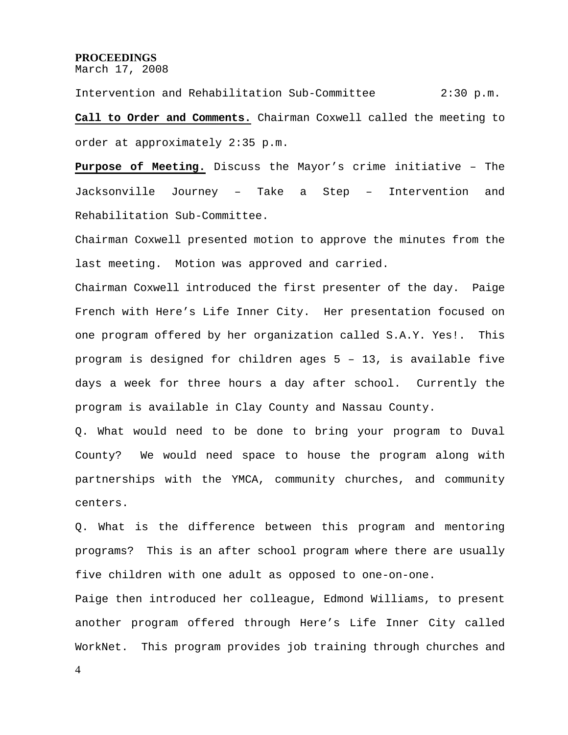**PROCEEDINGS**
March 17, 2008

Intervention and Rehabilitation Sub-Committee 2:30 p.m.

**Call to Order and Comments.** Chairman Coxwell called the meeting to order at approximately 2:35 p.m.

**Purpose of Meeting.** Discuss the Mayor's crime initiative – The Jacksonville Journey – Take a Step – Intervention and Rehabilitation Sub-Committee.

Chairman Coxwell presented motion to approve the minutes from the last meeting. Motion was approved and carried.

Chairman Coxwell introduced the first presenter of the day. Paige French with Here's Life Inner City. Her presentation focused on one program offered by her organization called S.A.Y. Yes!. This program is designed for children ages 5 – 13, is available five days a week for three hours a day after school. Currently the program is available in Clay County and Nassau County.

Q. What would need to be done to bring your program to Duval County? We would need space to house the program along with partnerships with the YMCA, community churches, and community centers.

Q. What is the difference between this program and mentoring programs? This is an after school program where there are usually five children with one adult as opposed to one-on-one.

Paige then introduced her colleague, Edmond Williams, to present another program offered through Here's Life Inner City called WorkNet. This program provides job training through churches and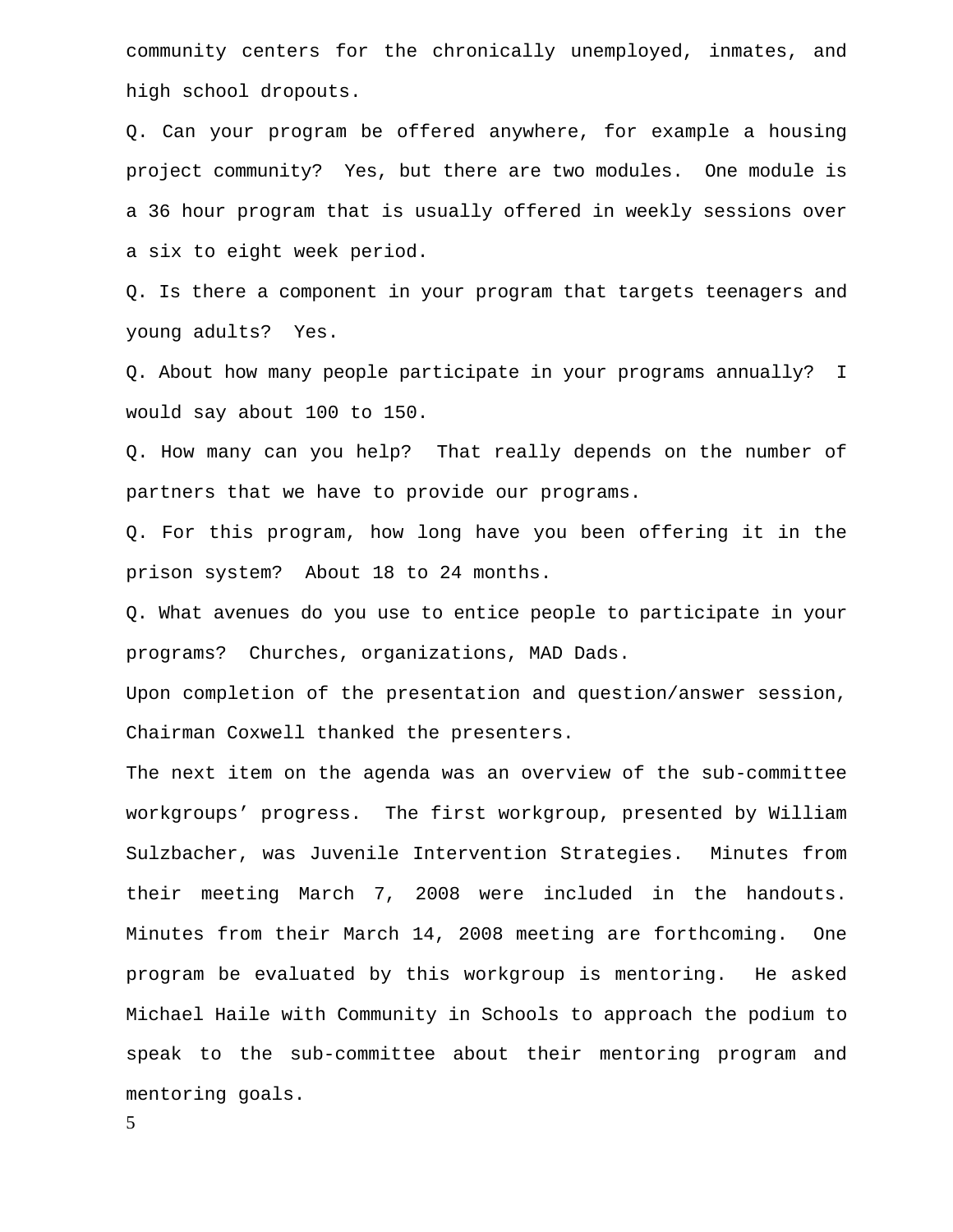community centers for the chronically unemployed, inmates, and high school dropouts.

Q. Can your program be offered anywhere, for example a housing project community? Yes, but there are two modules. One module is a 36 hour program that is usually offered in weekly sessions over a six to eight week period.

Q. Is there a component in your program that targets teenagers and young adults? Yes.

Q. About how many people participate in your programs annually? I would say about 100 to 150.

Q. How many can you help? That really depends on the number of partners that we have to provide our programs.

Q. For this program, how long have you been offering it in the prison system? About 18 to 24 months.

Q. What avenues do you use to entice people to participate in your programs? Churches, organizations, MAD Dads.

Upon completion of the presentation and question/answer session, Chairman Coxwell thanked the presenters.

The next item on the agenda was an overview of the sub-committee workgroups' progress. The first workgroup, presented by William Sulzbacher, was Juvenile Intervention Strategies. Minutes from their meeting March 7, 2008 were included in the handouts. Minutes from their March 14, 2008 meeting are forthcoming. One program be evaluated by this workgroup is mentoring. He asked Michael Haile with Community in Schools to approach the podium to speak to the sub-committee about their mentoring program and mentoring goals.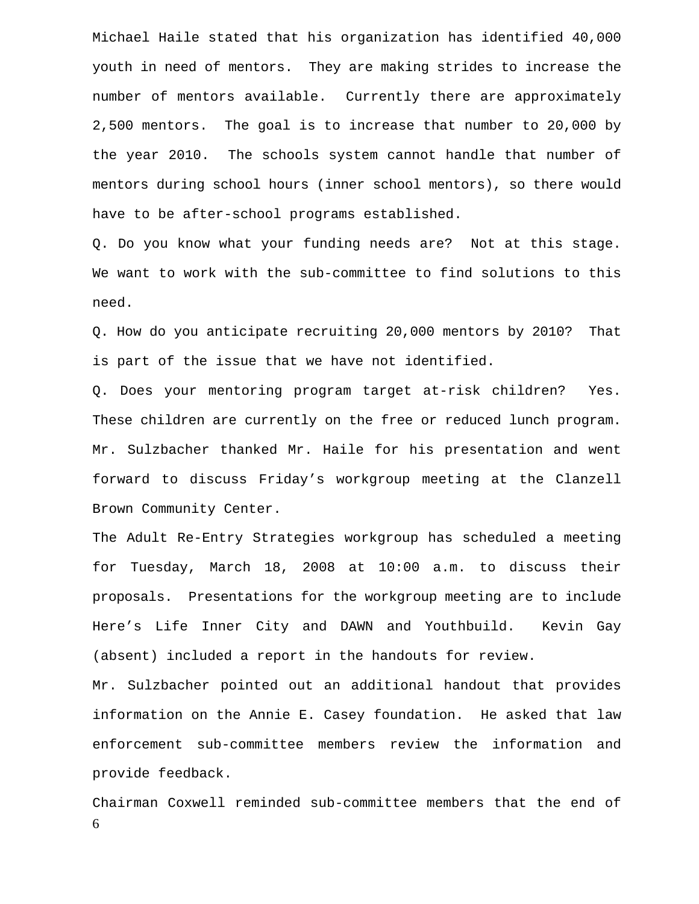Michael Haile stated that his organization has identified 40,000 youth in need of mentors. They are making strides to increase the number of mentors available. Currently there are approximately 2,500 mentors. The goal is to increase that number to 20,000 by the year 2010. The schools system cannot handle that number of mentors during school hours (inner school mentors), so there would have to be after-school programs established.

Q. Do you know what your funding needs are? Not at this stage. We want to work with the sub-committee to find solutions to this need.

Q. How do you anticipate recruiting 20,000 mentors by 2010? That is part of the issue that we have not identified.

Q. Does your mentoring program target at-risk children? Yes. These children are currently on the free or reduced lunch program.

Mr. Sulzbacher thanked Mr. Haile for his presentation and went forward to discuss Friday's workgroup meeting at the Clanzell Brown Community Center.

The Adult Re-Entry Strategies workgroup has scheduled a meeting for Tuesday, March 18, 2008 at 10:00 a.m. to discuss their proposals. Presentations for the workgroup meeting are to include Here's Life Inner City and DAWN and Youthbuild. Kevin Gay (absent) included a report in the handouts for review.

Mr. Sulzbacher pointed out an additional handout that provides information on the Annie E. Casey foundation. He asked that law enforcement sub-committee members review the information and provide feedback.

Chairman Coxwell reminded sub-committee members that the end of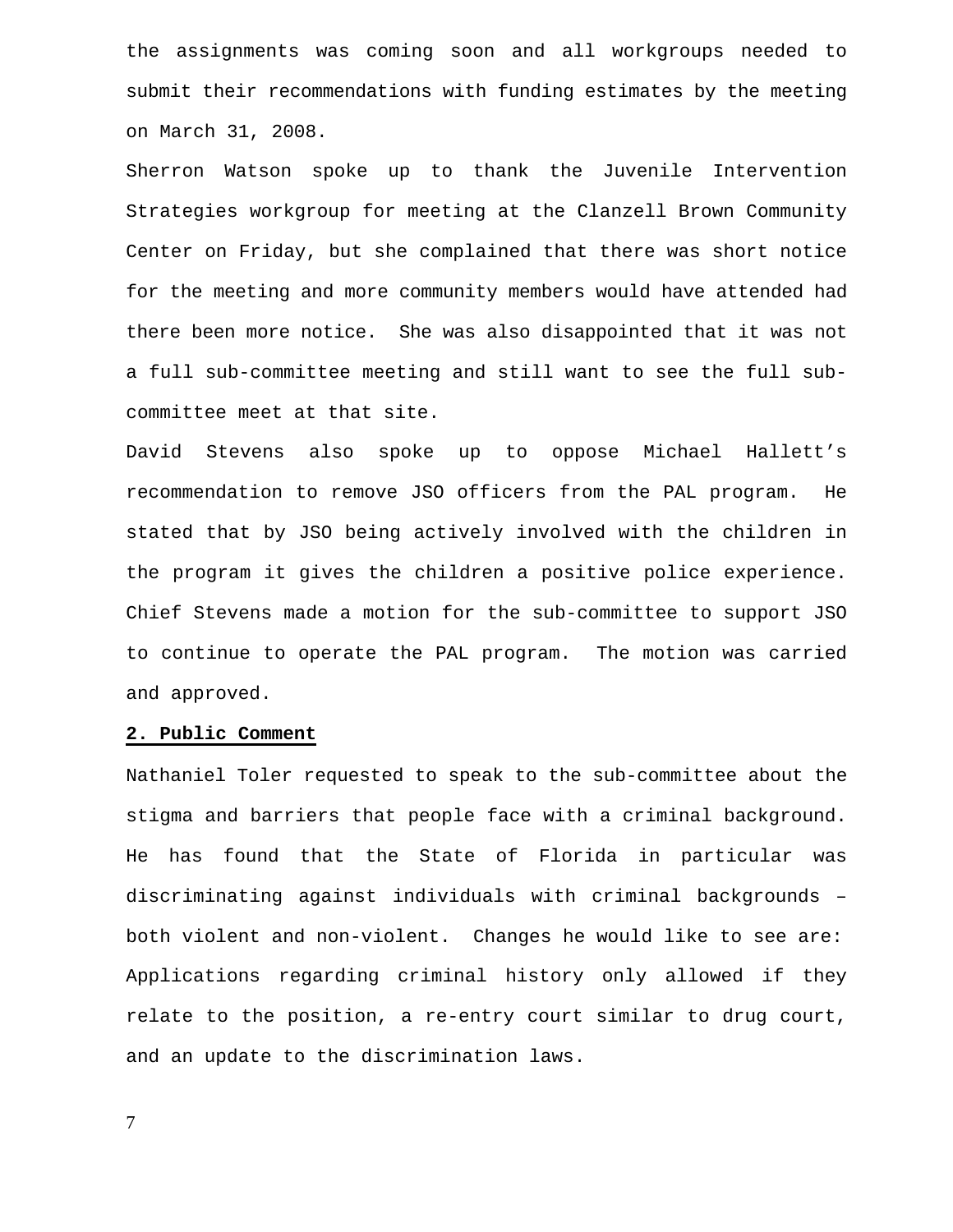the assignments was coming soon and all workgroups needed to submit their recommendations with funding estimates by the meeting on March 31, 2008.

Sherron Watson spoke up to thank the Juvenile Intervention Strategies workgroup for meeting at the Clanzell Brown Community Center on Friday, but she complained that there was short notice for the meeting and more community members would have attended had there been more notice. She was also disappointed that it was not a full sub-committee meeting and still want to see the full sub-committee meet at that site.

David Stevens also spoke up to oppose Michael Hallett's recommendation to remove JSO officers from the PAL program. He stated that by JSO being actively involved with the children in the program it gives the children a positive police experience. Chief Stevens made a motion for the sub-committee to support JSO to continue to operate the PAL program. The motion was carried and approved.

**2. Public Comment**

Nathaniel Toler requested to speak to the sub-committee about the stigma and barriers that people face with a criminal background. He has found that the State of Florida in particular was discriminating against individuals with criminal backgrounds – both violent and non-violent. Changes he would like to see are: Applications regarding criminal history only allowed if they relate to the position, a re-entry court similar to drug court, and an update to the discrimination laws.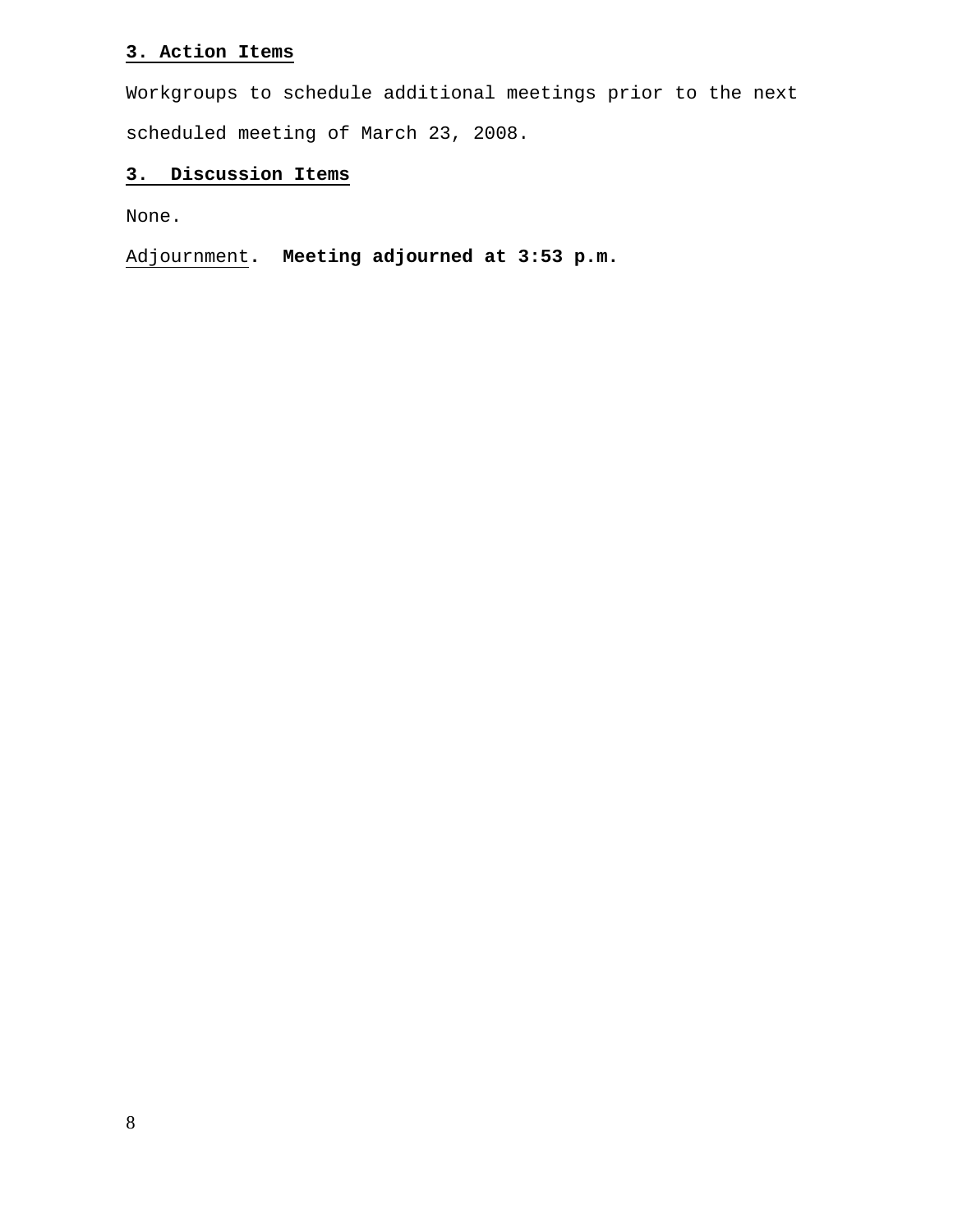**3. Action Items**

Workgroups to schedule additional meetings prior to the next scheduled meeting of March 23, 2008.

**3. Discussion Items**

None.

Adjournment. **Meeting adjourned at 3:53 p.m.**